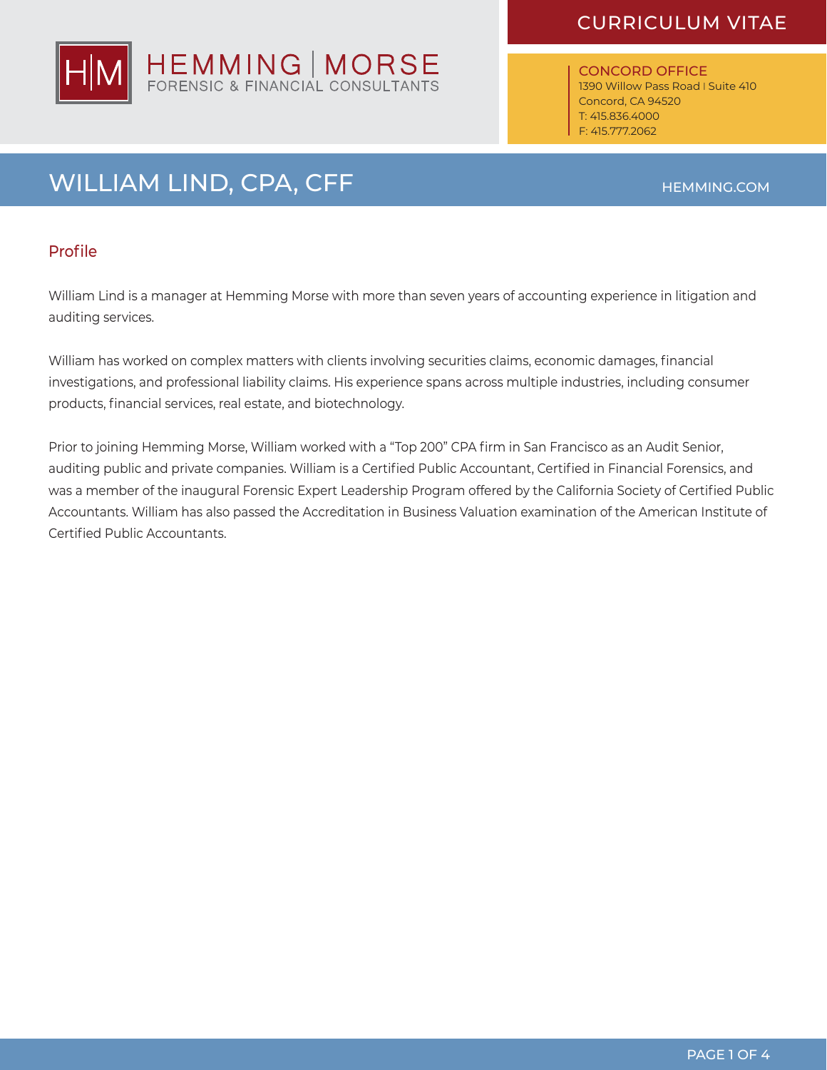# HEMMING | MORSE
FORENSIC & FINANCIAL CONSULTANTS

CURRICULUM VITAE

CONCORD OFFICE
1390 Willow Pass Road | Suite 410
Concord, CA 94520
T: 415.836.4000
F: 415.777.2062

# WILLIAM LIND, CPA, CFF

HEMMING.COM

## Profile

William Lind is a manager at Hemming Morse with more than seven years of accounting experience in litigation and auditing services.

William has worked on complex matters with clients involving securities claims, economic damages, financial investigations, and professional liability claims. His experience spans across multiple industries, including consumer products, financial services, real estate, and biotechnology.

Prior to joining Hemming Morse, William worked with a "Top 200" CPA firm in San Francisco as an Audit Senior, auditing public and private companies. William is a Certified Public Accountant, Certified in Financial Forensics, and was a member of the inaugural Forensic Expert Leadership Program offered by the California Society of Certified Public Accountants. William has also passed the Accreditation in Business Valuation examination of the American Institute of Certified Public Accountants.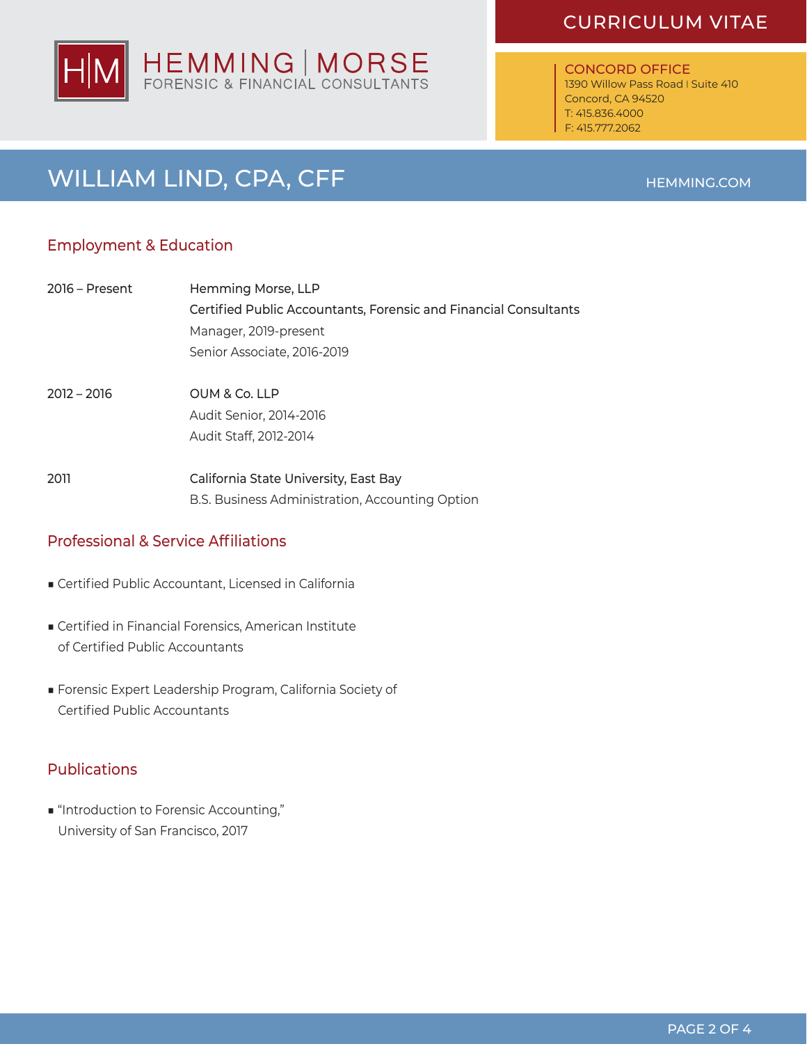HEMMING | MORSE
FORENSIC & FINANCIAL CONSULTANTS

CURRICULUM VITAE

CONCORD OFFICE
1390 Willow Pass Road | Suite 410
Concord, CA 94520
T: 415.836.4000
F: 415.777.2062

# WILLIAM LIND, CPA, CFF

HEMMING.COM

## Employment & Education

| | |
|---|---|
| 2016 – Present | Hemming Morse, LLP<br>Certified Public Accountants, Forensic and Financial Consultants<br>Manager, 2019-present<br>Senior Associate, 2016-2019 |
| 2012 – 2016 | OUM & Co. LLP<br>Audit Senior, 2014-2016<br>Audit Staff, 2012-2014 |
| 2011 | California State University, East Bay<br>B.S. Business Administration, Accounting Option |

## Professional & Service Affiliations

- Certified Public Accountant, Licensed in California
- Certified in Financial Forensics, American Institute of Certified Public Accountants
- Forensic Expert Leadership Program, California Society of Certified Public Accountants

## Publications

- "Introduction to Forensic Accounting," University of San Francisco, 2017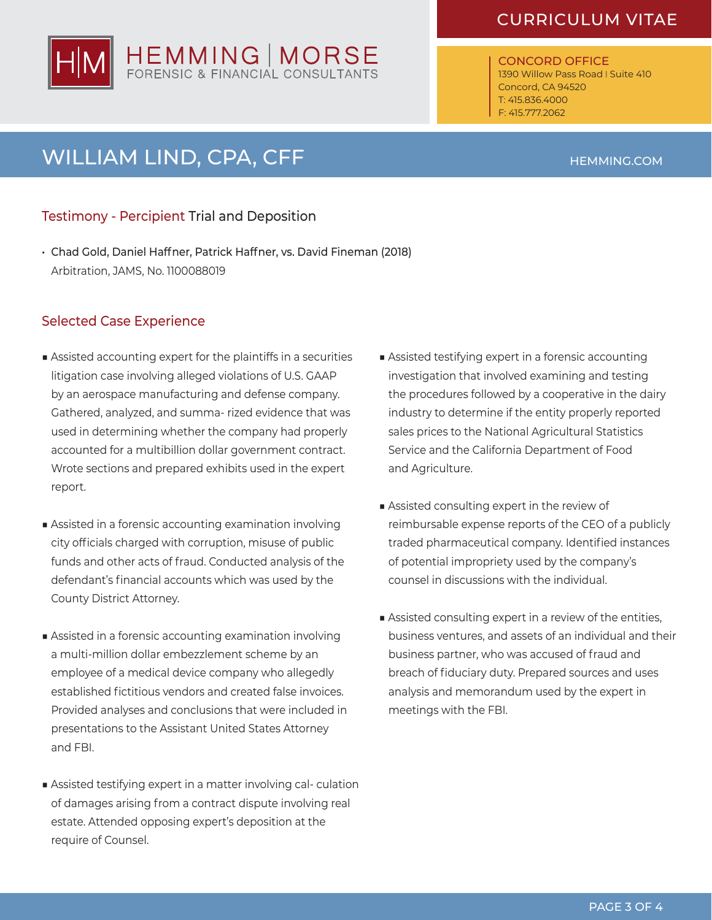# WILLIAM LIND, CPA, CFF

## Testimony - Percipient Trial and Deposition

- Chad Gold, Daniel Haffner, Patrick Haffner, vs. David Fineman (2018)
  Arbitration, JAMS, No. 1100088019

## Selected Case Experience

- Assisted accounting expert for the plaintiffs in a securities litigation case involving alleged violations of U.S. GAAP by an aerospace manufacturing and defense company. Gathered, analyzed, and summa- rized evidence that was used in determining whether the company had properly accounted for a multibillion dollar government contract. Wrote sections and prepared exhibits used in the expert report.

- Assisted in a forensic accounting examination involving city officials charged with corruption, misuse of public funds and other acts of fraud. Conducted analysis of the defendant's financial accounts which was used by the County District Attorney.

- Assisted in a forensic accounting examination involving a multi-million dollar embezzlement scheme by an employee of a medical device company who allegedly established fictitious vendors and created false invoices. Provided analyses and conclusions that were included in presentations to the Assistant United States Attorney and FBI.

- Assisted testifying expert in a matter involving cal- culation of damages arising from a contract dispute involving real estate. Attended opposing expert's deposition at the require of Counsel.

- Assisted testifying expert in a forensic accounting investigation that involved examining and testing the procedures followed by a cooperative in the dairy industry to determine if the entity properly reported sales prices to the National Agricultural Statistics Service and the California Department of Food and Agriculture.

- Assisted consulting expert in the review of reimbursable expense reports of the CEO of a publicly traded pharmaceutical company. Identified instances of potential impropriety used by the company's counsel in discussions with the individual.

- Assisted consulting expert in a review of the entities, business ventures, and assets of an individual and their business partner, who was accused of fraud and breach of fiduciary duty. Prepared sources and uses analysis and memorandum used by the expert in meetings with the FBI.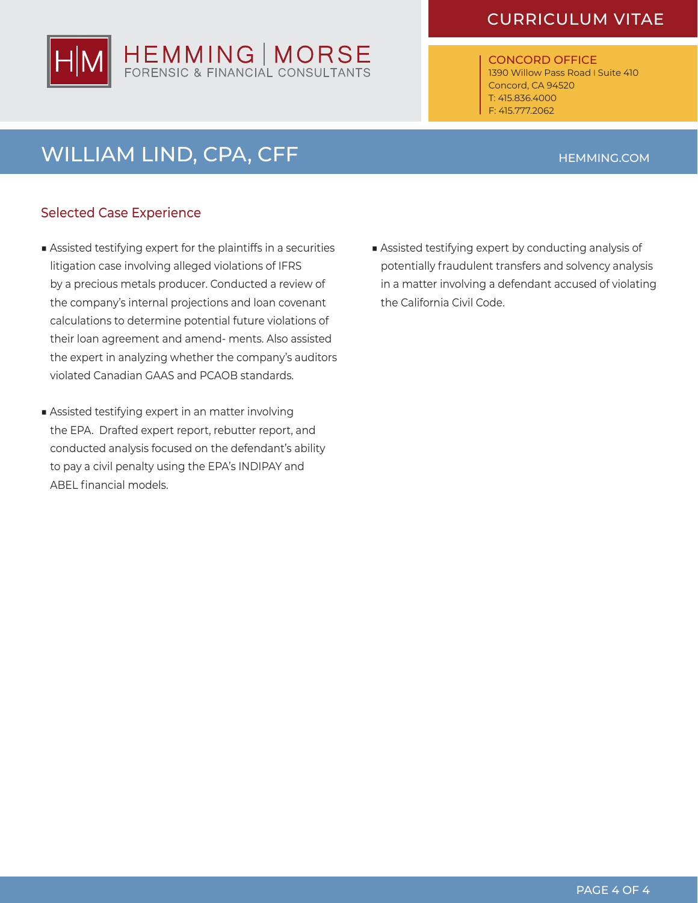## Selected Case Experience

- Assisted testifying expert for the plaintiffs in a securities litigation case involving alleged violations of IFRS by a precious metals producer. Conducted a review of the company's internal projections and loan covenant calculations to determine potential future violations of their loan agreement and amend- ments. Also assisted the expert in analyzing whether the company's auditors violated Canadian GAAS and PCAOB standards.
- Assisted testifying expert in an matter involving the EPA. Drafted expert report, rebutter report, and conducted analysis focused on the defendant's ability to pay a civil penalty using the EPA's INDIPAY and ABEL financial models.
- Assisted testifying expert by conducting analysis of potentially fraudulent transfers and solvency analysis in a matter involving a defendant accused of violating the California Civil Code.